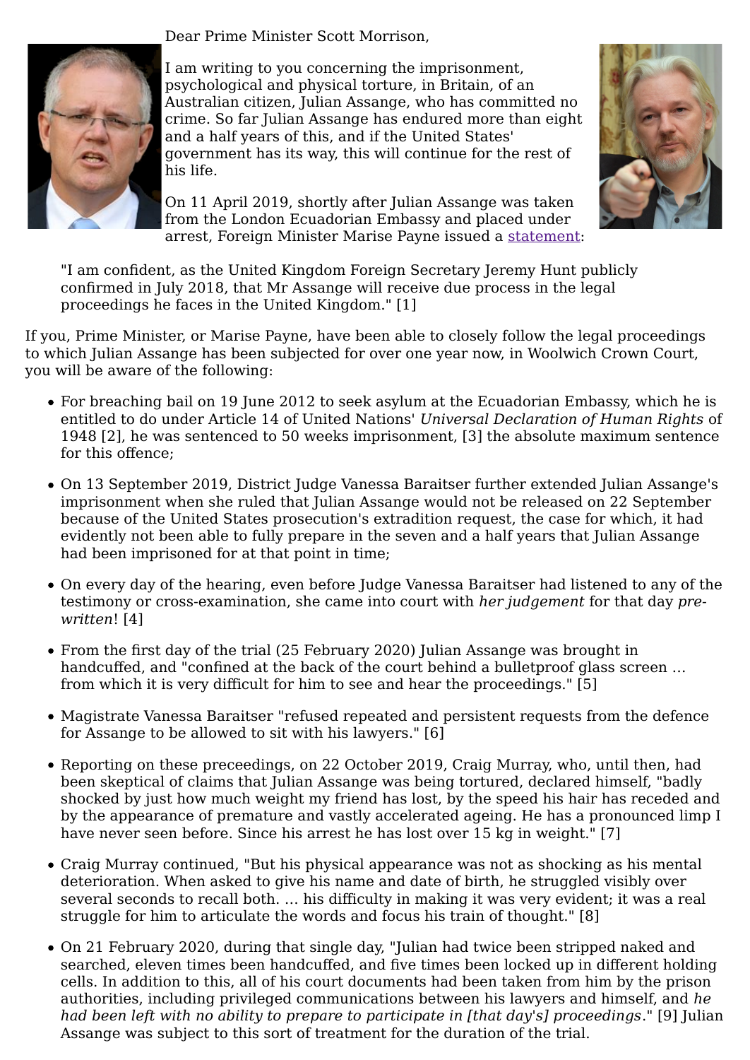Dear Prime Minister Scott Morrison,

I am writing to you concerning the imprisonment, psychological and physical torture, in Britain, of an Australian citizen, Julian Assange, who has committed no crime. So far Julian Assange has endured more than eight and a half years of this, and if the United States' government has its way, this will continue for the rest of his life.

On 11 April 2019, shortly after Julian Assange was taken from the London Ecuadorian Embassy and placed under arrest, Foreign Minister Marise Payne issued a statement:

> "I am confident, as the United Kingdom Foreign Secretary Jeremy Hunt publicly confirmed in July 2018, that Mr Assange will receive due process in the legal proceedings he faces in the United Kingdom." [1]

If you, Prime Minister, or Marise Payne, have been able to closely follow the legal proceedings to which Julian Assange has been subjected for over one year now, in Woolwich Crown Court, you will be aware of the following:

- For breaching bail on 19 June 2012 to seek asylum at the Ecuadorian Embassy, which he is entitled to do under Article 14 of United Nations' *Universal Declaration of Human Rights* of 1948 [2], he was sentenced to 50 weeks imprisonment, [3] the absolute maximum sentence for this offence;
- On 13 September 2019, District Judge Vanessa Baraitser further extended Julian Assange's imprisonment when she ruled that Julian Assange would not be released on 22 September because of the United States prosecution's extradition request, the case for which, it had evidently not been able to fully prepare in the seven and a half years that Julian Assange had been imprisoned for at that point in time;
- On every day of the hearing, even before Judge Vanessa Baraitser had listened to any of the testimony or cross-examination, she came into court with *her judgement* for that day *pre-written*! [4]
- From the first day of the trial (25 February 2020) Julian Assange was brought in handcuffed, and "confined at the back of the court behind a bulletproof glass screen … from which it is very difficult for him to see and hear the proceedings." [5]
- Magistrate Vanessa Baraitser "refused repeated and persistent requests from the defence for Assange to be allowed to sit with his lawyers." [6]
- Reporting on these preceedings, on 22 October 2019, Craig Murray, who, until then, had been skeptical of claims that Julian Assange was being tortured, declared himself, "badly shocked by just how much weight my friend has lost, by the speed his hair has receded and by the appearance of premature and vastly accelerated ageing. He has a pronounced limp I have never seen before. Since his arrest he has lost over 15 kg in weight." [7]
- Craig Murray continued, "But his physical appearance was not as shocking as his mental deterioration. When asked to give his name and date of birth, he struggled visibly over several seconds to recall both. … his difficulty in making it was very evident; it was a real struggle for him to articulate the words and focus his train of thought." [8]
- On 21 February 2020, during that single day, "Julian had twice been stripped naked and searched, eleven times been handcuffed, and five times been locked up in different holding cells. In addition to this, all of his court documents had been taken from him by the prison authorities, including privileged communications between his lawyers and himself, and *he had been left with no ability to prepare to participate in [that day's] proceedings*." [9] Julian Assange was subject to this sort of treatment for the duration of the trial.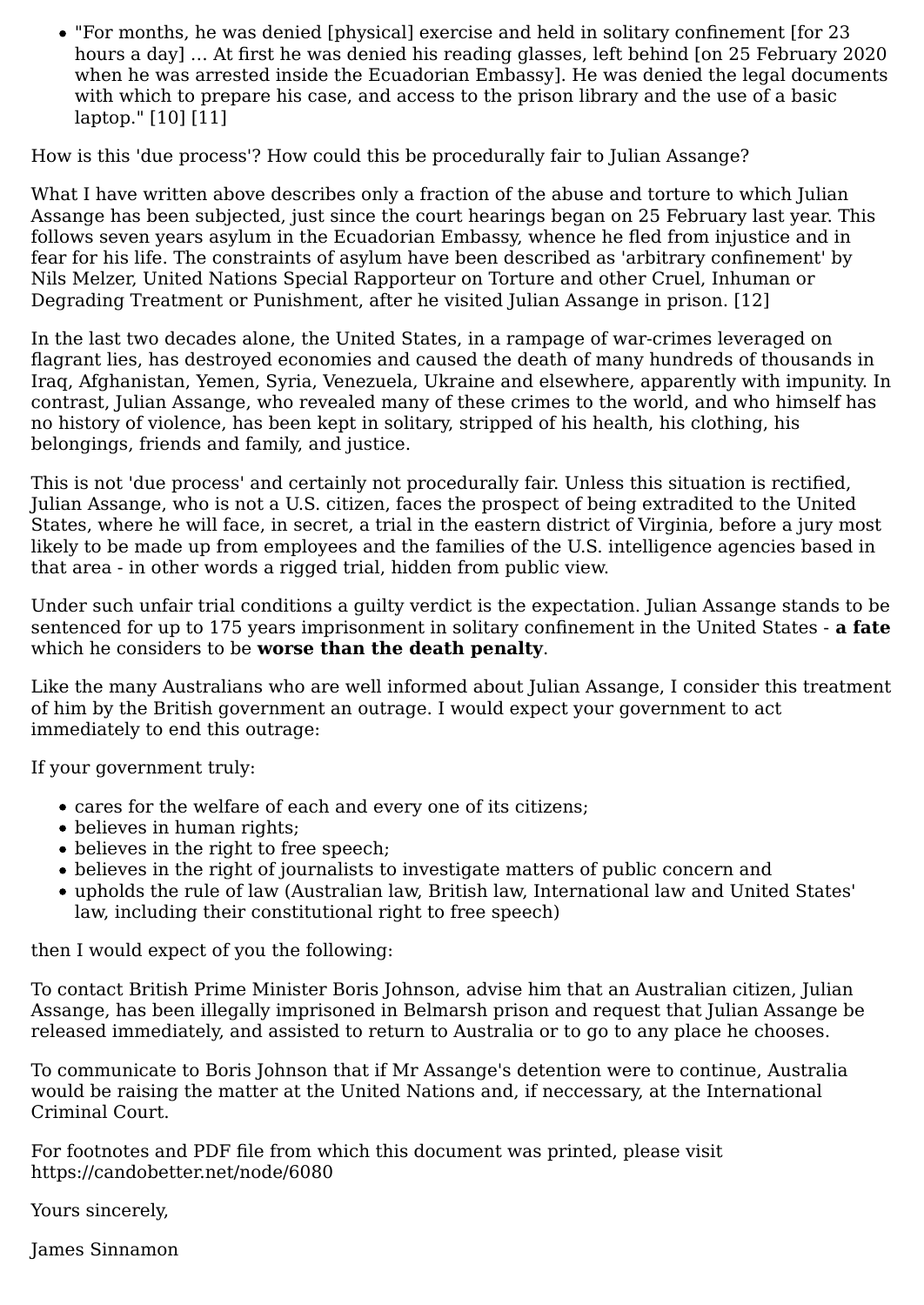- "For months, he was denied [physical] exercise and held in solitary confinement [for 23 hours a day] ... At first he was denied his reading glasses, left behind [on 25 February 2020 when he was arrested inside the Ecuadorian Embassy]. He was denied the legal documents with which to prepare his case, and access to the prison library and the use of a basic laptop." [10] [11]

How is this 'due process'? How could this be procedurally fair to Julian Assange?

What I have written above describes only a fraction of the abuse and torture to which Julian Assange has been subjected, just since the court hearings began on 25 February last year. This follows seven years asylum in the Ecuadorian Embassy, whence he fled from injustice and in fear for his life. The constraints of asylum have been described as 'arbitrary confinement' by Nils Melzer, United Nations Special Rapporteur on Torture and other Cruel, Inhuman or Degrading Treatment or Punishment, after he visited Julian Assange in prison. [12]

In the last two decades alone, the United States, in a rampage of war-crimes leveraged on flagrant lies, has destroyed economies and caused the death of many hundreds of thousands in Iraq, Afghanistan, Yemen, Syria, Venezuela, Ukraine and elsewhere, apparently with impunity. In contrast, Julian Assange, who revealed many of these crimes to the world, and who himself has no history of violence, has been kept in solitary, stripped of his health, his clothing, his belongings, friends and family, and justice.

This is not 'due process' and certainly not procedurally fair. Unless this situation is rectified, Julian Assange, who is not a U.S. citizen, faces the prospect of being extradited to the United States, where he will face, in secret, a trial in the eastern district of Virginia, before a jury most likely to be made up from employees and the families of the U.S. intelligence agencies based in that area - in other words a rigged trial, hidden from public view.

Under such unfair trial conditions a guilty verdict is the expectation. Julian Assange stands to be sentenced for up to 175 years imprisonment in solitary confinement in the United States - **a fate** which he considers to be **worse than the death penalty**.

Like the many Australians who are well informed about Julian Assange, I consider this treatment of him by the British government an outrage. I would expect your government to act immediately to end this outrage:

If your government truly:

- cares for the welfare of each and every one of its citizens;
- believes in human rights;
- believes in the right to free speech;
- believes in the right of journalists to investigate matters of public concern and
- upholds the rule of law (Australian law, British law, International law and United States' law, including their constitutional right to free speech)

then I would expect of you the following:

To contact British Prime Minister Boris Johnson, advise him that an Australian citizen, Julian Assange, has been illegally imprisoned in Belmarsh prison and request that Julian Assange be released immediately, and assisted to return to Australia or to go to any place he chooses.

To communicate to Boris Johnson that if Mr Assange's detention were to continue, Australia would be raising the matter at the United Nations and, if neccessary, at the International Criminal Court.

For footnotes and PDF file from which this document was printed, please visit https://candobetter.net/node/6080

Yours sincerely,

James Sinnamon